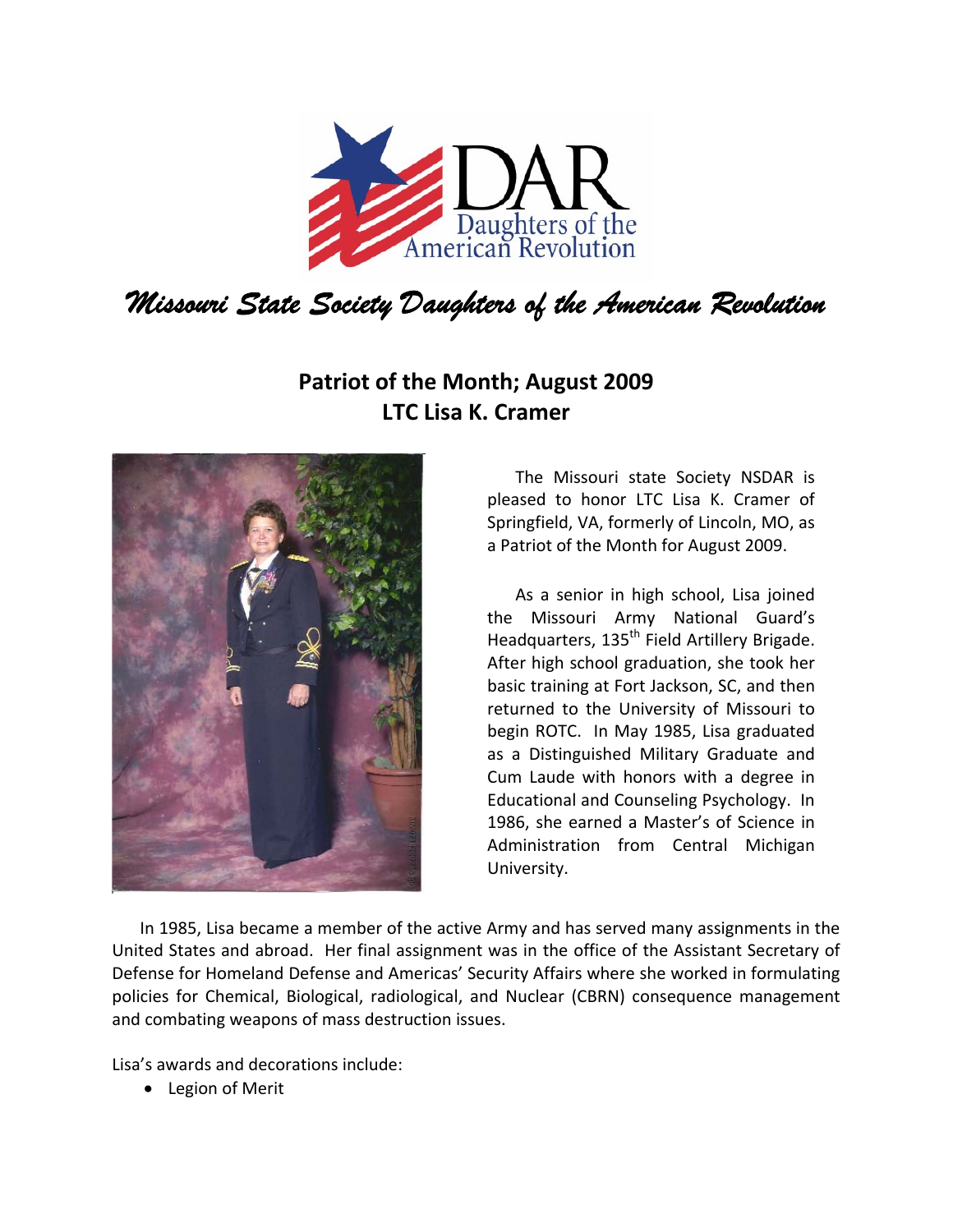# Missouri State Society Daughters of the American Revolution

## Patriot of the Month; August 2009
## LTC Lisa K. Cramer

The Missouri state Society NSDAR is pleased to honor LTC Lisa K. Cramer of Springfield, VA, formerly of Lincoln, MO, as a Patriot of the Month for August 2009.

As a senior in high school, Lisa joined the Missouri Army National Guard's Headquarters, 135th Field Artillery Brigade. After high school graduation, she took her basic training at Fort Jackson, SC, and then returned to the University of Missouri to begin ROTC. In May 1985, Lisa graduated as a Distinguished Military Graduate and Cum Laude with honors with a degree in Educational and Counseling Psychology. In 1986, she earned a Master's of Science in Administration from Central Michigan University.

In 1985, Lisa became a member of the active Army and has served many assignments in the United States and abroad. Her final assignment was in the office of the Assistant Secretary of Defense for Homeland Defense and Americas' Security Affairs where she worked in formulating policies for Chemical, Biological, radiological, and Nuclear (CBRN) consequence management and combating weapons of mass destruction issues.

Lisa's awards and decorations include:

- Legion of Merit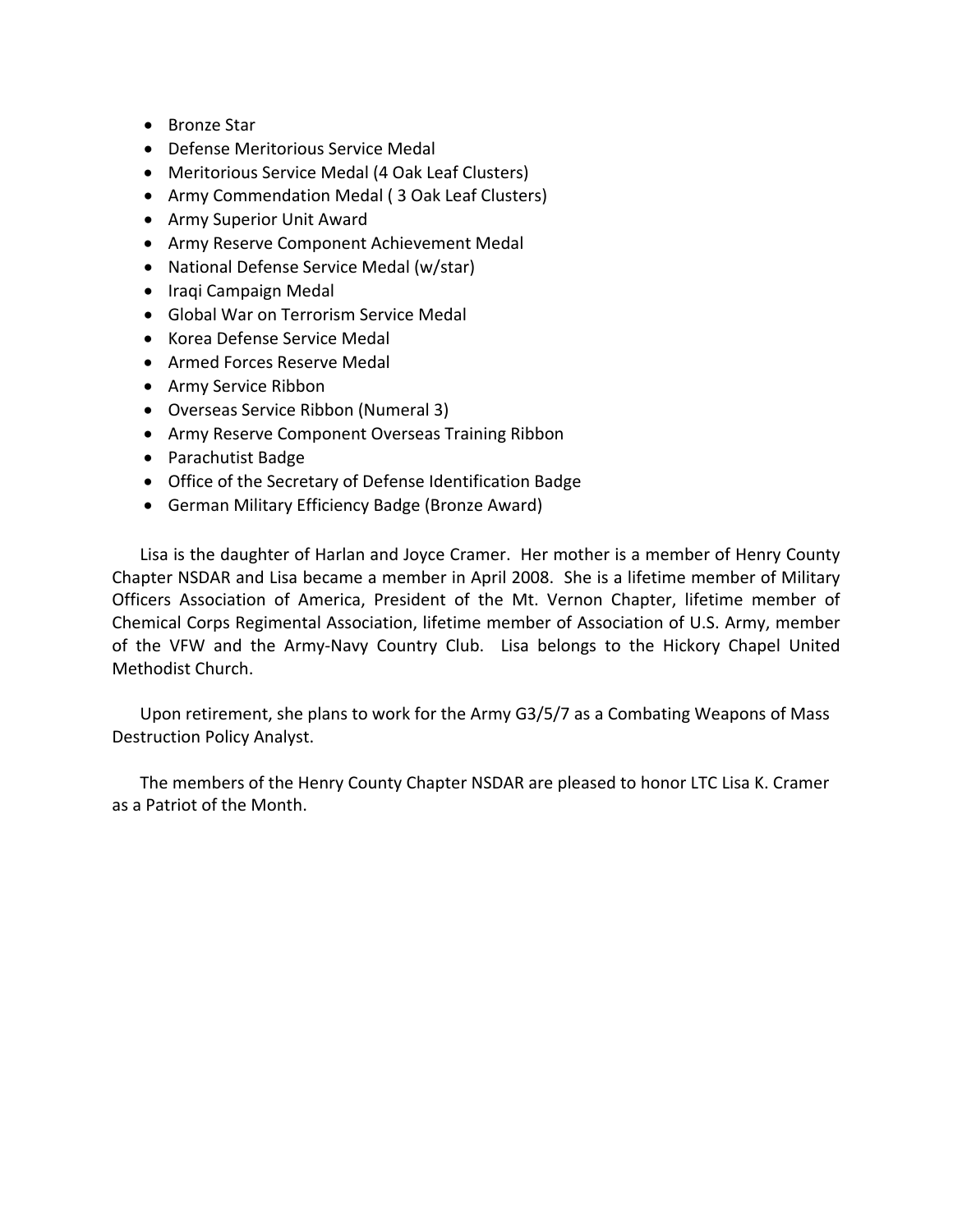- Bronze Star
- Defense Meritorious Service Medal
- Meritorious Service Medal (4 Oak Leaf Clusters)
- Army Commendation Medal ( 3 Oak Leaf Clusters)
- Army Superior Unit Award
- Army Reserve Component Achievement Medal
- National Defense Service Medal (w/star)
- Iraqi Campaign Medal
- Global War on Terrorism Service Medal
- Korea Defense Service Medal
- Armed Forces Reserve Medal
- Army Service Ribbon
- Overseas Service Ribbon (Numeral 3)
- Army Reserve Component Overseas Training Ribbon
- Parachutist Badge
- Office of the Secretary of Defense Identification Badge
- German Military Efficiency Badge (Bronze Award)

Lisa is the daughter of Harlan and Joyce Cramer. Her mother is a member of Henry County Chapter NSDAR and Lisa became a member in April 2008. She is a lifetime member of Military Officers Association of America, President of the Mt. Vernon Chapter, lifetime member of Chemical Corps Regimental Association, lifetime member of Association of U.S. Army, member of the VFW and the Army-Navy Country Club. Lisa belongs to the Hickory Chapel United Methodist Church.

Upon retirement, she plans to work for the Army G3/5/7 as a Combating Weapons of Mass Destruction Policy Analyst.

The members of the Henry County Chapter NSDAR are pleased to honor LTC Lisa K. Cramer as a Patriot of the Month.